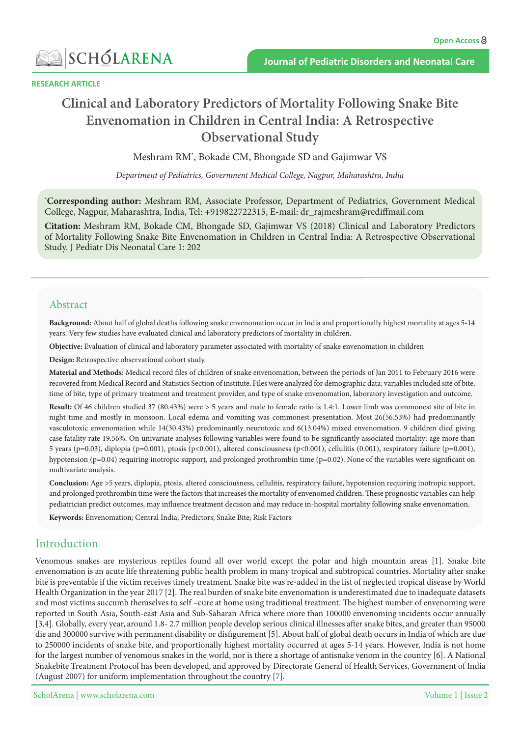RESEARCH ARTICLE

# Clinical and Laboratory Predictors of Mortality Following Snake Bite Envenomation in Children in Central India: A Retrospective Observational Study

Meshram RM[*], Bokade CM, Bhongade SD and Gajimwar VS

*Department of Pediatrics, Government Medical College, Nagpur, Maharashtra, India*

[*]**Corresponding author:** Meshram RM, Associate Professor, Department of Pediatrics, Government Medical College, Nagpur, Maharashtra, India, Tel: +919822722315, E-mail: dr_rajmeshram@rediffmail.com

**Citation:** Meshram RM, Bokade CM, Bhongade SD, Gajimwar VS (2018) Clinical and Laboratory Predictors of Mortality Following Snake Bite Envenomation in Children in Central India: A Retrospective Observational Study. J Pediatr Dis Neonatal Care 1: 202

## Abstract

**Background:** About half of global deaths following snake envenomation occur in India and proportionally highest mortality at ages 5-14 years. Very few studies have evaluated clinical and laboratory predictors of mortality in children.

**Objective:** Evaluation of clinical and laboratory parameter associated with mortality of snake envenomation in children

**Design:** Retrospective observational cohort study.

**Material and Methods:** Medical record files of children of snake envenomation, between the periods of Jan 2011 to February 2016 were recovered from Medical Record and Statistics Section of institute. Files were analyzed for demographic data; variables included site of bite, time of bite, type of primary treatment and treatment provider, and type of snake envenomation, laboratory investigation and outcome.

**Result:** Of 46 children studied 37 (80.43%) were > 5 years and male to female ratio is 1.4:1. Lower limb was commonest site of bite in night time and mostly in monsoon. Local edema and vomiting was commonest presentation. Most 26(56.53%) had predominantly vasculotoxic envenomation while 14(30.43%) predominantly neurotoxic and 6(13.04%) mixed envenomation. 9 children died giving case fatality rate 19.56%. On univariate analyses following variables were found to be significantly associated mortality: age more than 5 years (p=0.03), diplopia (p=0.001), ptosis (p<0.001), altered consciousness (p<0.001), cellulitis (0.001), respiratory failure (p=0.001), hypotension (p=0.04) requiring inotropic support, and prolonged prothrombin time (p=0.02). None of the variables were significant on multivariate analysis.

**Conclusion:** Age >5 years, diplopia, ptosis, altered consciousness, cellulitis, respiratory failure, hypotension requiring inotropic support, and prolonged prothrombin time were the factors that increases the mortality of envenomed children. These prognostic variables can help pediatrician predict outcomes, may influence treatment decision and may reduce in-hospital mortality following snake envenomation.

**Keywords:** Envenomation; Central India; Predictors; Snake Bite; Risk Factors

## Introduction

Venomous snakes are mysterious reptiles found all over world except the polar and high mountain areas [1]. Snake bite envenomation is an acute life threatening public health problem in many tropical and subtropical countries. Mortality after snake bite is preventable if the victim receives timely treatment. Snake bite was re-added in the list of neglected tropical disease by World Health Organization in the year 2017 [2]. The real burden of snake bite envenomation is underestimated due to inadequate datasets and most victims succumb themselves to self –cure at home using traditional treatment. The highest number of envenoming were reported in South Asia, South-east Asia and Sub-Saharan Africa where more than 100000 envenoming incidents occur annually [3,4]. Globally, every year, around 1.8- 2.7 million people develop serious clinical illnesses after snake bites, and greater than 95000 die and 300000 survive with permanent disability or disfigurement [5]. About half of global death occurs in India of which are due to 250000 incidents of snake bite, and proportionally highest mortality occurred at ages 5-14 years. However, India is not home for the largest number of venomous snakes in the world, nor is there a shortage of antisnake venom in the country [6]. A National Snakebite Treatment Protocol has been developed, and approved by Directorate General of Health Services, Government of India (August 2007) for uniform implementation throughout the country [7].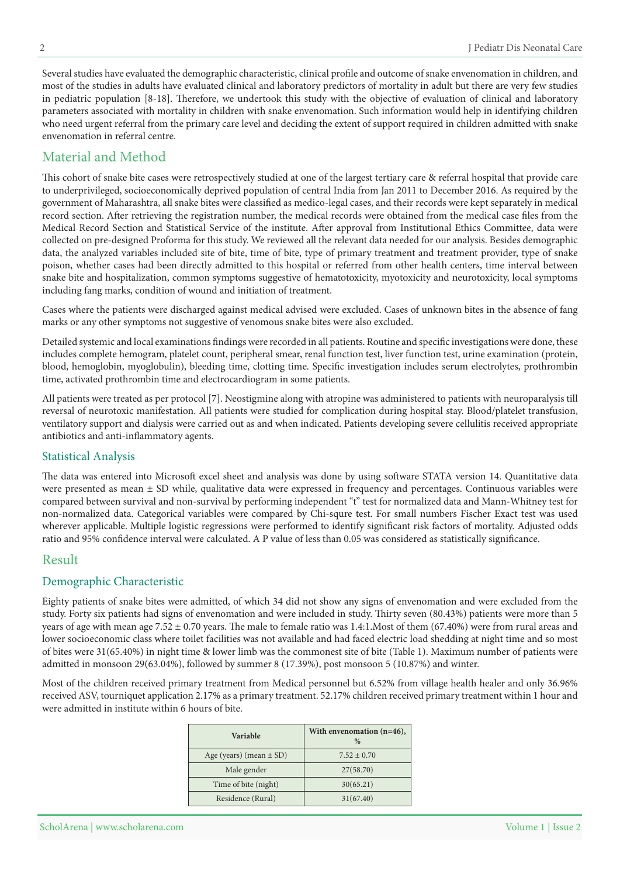Several studies have evaluated the demographic characteristic, clinical profile and outcome of snake envenomation in children, and most of the studies in adults have evaluated clinical and laboratory predictors of mortality in adult but there are very few studies in pediatric population [8-18]. Therefore, we undertook this study with the objective of evaluation of clinical and laboratory parameters associated with mortality in children with snake envenomation. Such information would help in identifying children who need urgent referral from the primary care level and deciding the extent of support required in children admitted with snake envenomation in referral centre.

## Material and Method

This cohort of snake bite cases were retrospectively studied at one of the largest tertiary care & referral hospital that provide care to underprivileged, socioeconomically deprived population of central India from Jan 2011 to December 2016. As required by the government of Maharashtra, all snake bites were classified as medico-legal cases, and their records were kept separately in medical record section. After retrieving the registration number, the medical records were obtained from the medical case files from the Medical Record Section and Statistical Service of the institute. After approval from Institutional Ethics Committee, data were collected on pre-designed Proforma for this study. We reviewed all the relevant data needed for our analysis. Besides demographic data, the analyzed variables included site of bite, time of bite, type of primary treatment and treatment provider, type of snake poison, whether cases had been directly admitted to this hospital or referred from other health centers, time interval between snake bite and hospitalization, common symptoms suggestive of hematotoxicity, myotoxicity and neurotoxicity, local symptoms including fang marks, condition of wound and initiation of treatment.

Cases where the patients were discharged against medical advised were excluded. Cases of unknown bites in the absence of fang marks or any other symptoms not suggestive of venomous snake bites were also excluded.

Detailed systemic and local examinations findings were recorded in all patients. Routine and specific investigations were done, these includes complete hemogram, platelet count, peripheral smear, renal function test, liver function test, urine examination (protein, blood, hemoglobin, myoglobulin), bleeding time, clotting time. Specific investigation includes serum electrolytes, prothrombin time, activated prothrombin time and electrocardiogram in some patients.

All patients were treated as per protocol [7]. Neostigmine along with atropine was administered to patients with neuroparalysis till reversal of neurotoxic manifestation. All patients were studied for complication during hospital stay. Blood/platelet transfusion, ventilatory support and dialysis were carried out as and when indicated. Patients developing severe cellulitis received appropriate antibiotics and anti-inflammatory agents.

### Statistical Analysis

The data was entered into Microsoft excel sheet and analysis was done by using software STATA version 14. Quantitative data were presented as mean ± SD while, qualitative data were expressed in frequency and percentages. Continuous variables were compared between survival and non-survival by performing independent "t" test for normalized data and Mann-Whitney test for non-normalized data. Categorical variables were compared by Chi-squre test. For small numbers Fischer Exact test was used wherever applicable. Multiple logistic regressions were performed to identify significant risk factors of mortality. Adjusted odds ratio and 95% confidence interval were calculated. A P value of less than 0.05 was considered as statistically significance.

## Result

### Demographic Characteristic

Eighty patients of snake bites were admitted, of which 34 did not show any signs of envenomation and were excluded from the study. Forty six patients had signs of envenomation and were included in study. Thirty seven (80.43%) patients were more than 5 years of age with mean age 7.52 ± 0.70 years. The male to female ratio was 1.4:1.Most of them (67.40%) were from rural areas and lower socioeconomic class where toilet facilities was not available and had faced electric load shedding at night time and so most of bites were 31(65.40%) in night time & lower limb was the commonest site of bite (Table 1). Maximum number of patients were admitted in monsoon 29(63.04%), followed by summer 8 (17.39%), post monsoon 5 (10.87%) and winter.

Most of the children received primary treatment from Medical personnel but 6.52% from village health healer and only 36.96% received ASV, tourniquet application 2.17% as a primary treatment. 52.17% children received primary treatment within 1 hour and were admitted in institute within 6 hours of bite.

| Variable | With envenomation (n=46), % |
|---|---|
| Age (years) (mean ± SD) | 7.52 ± 0.70 |
| Male gender | 27(58.70) |
| Time of bite (night) | 30(65.21) |
| Residence (Rural) | 31(67.40) |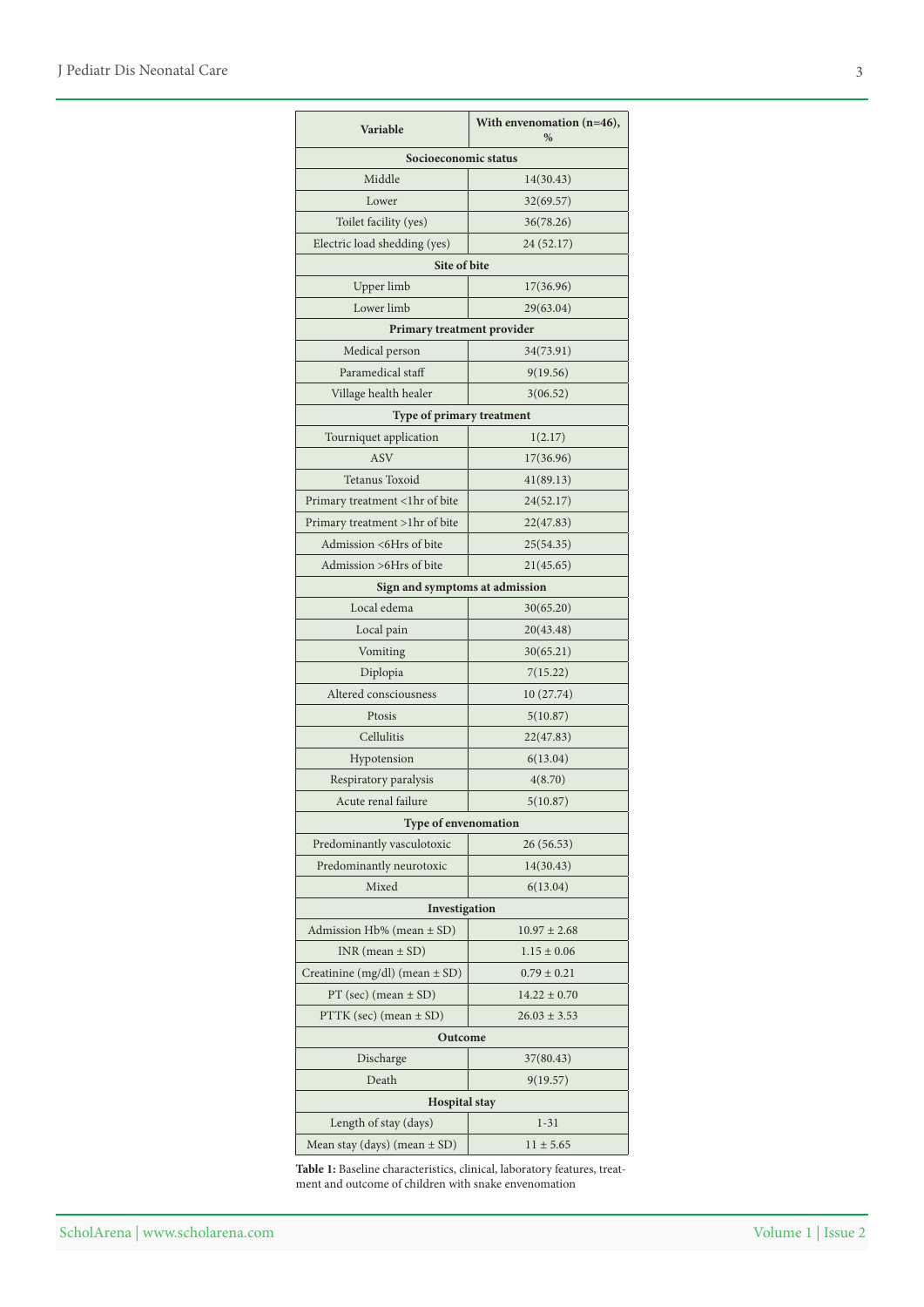| Variable | With envenomation (n=46), % |
|---|---|
| **Socioeconomic status** | |
| Middle | 14(30.43) |
| Lower | 32(69.57) |
| Toilet facility (yes) | 36(78.26) |
| Electric load shedding (yes) | 24 (52.17) |
| **Site of bite** | |
| Upper limb | 17(36.96) |
| Lower limb | 29(63.04) |
| **Primary treatment provider** | |
| Medical person | 34(73.91) |
| Paramedical staff | 9(19.56) |
| Village health healer | 3(06.52) |
| **Type of primary treatment** | |
| Tourniquet application | 1(2.17) |
| ASV | 17(36.96) |
| Tetanus Toxoid | 41(89.13) |
| Primary treatment <1hr of bite | 24(52.17) |
| Primary treatment >1hr of bite | 22(47.83) |
| Admission <6Hrs of bite | 25(54.35) |
| Admission >6Hrs of bite | 21(45.65) |
| **Sign and symptoms at admission** | |
| Local edema | 30(65.20) |
| Local pain | 20(43.48) |
| Vomiting | 30(65.21) |
| Diplopia | 7(15.22) |
| Altered consciousness | 10 (27.74) |
| Ptosis | 5(10.87) |
| Cellulitis | 22(47.83) |
| Hypotension | 6(13.04) |
| Respiratory paralysis | 4(8.70) |
| Acute renal failure | 5(10.87) |
| **Type of envenomation** | |
| Predominantly vasculotoxic | 26 (56.53) |
| Predominantly neurotoxic | 14(30.43) |
| Mixed | 6(13.04) |
| **Investigation** | |
| Admission Hb% (mean ± SD) | 10.97 ± 2.68 |
| INR (mean ± SD) | 1.15 ± 0.06 |
| Creatinine (mg/dl) (mean ± SD) | 0.79 ± 0.21 |
| PT (sec) (mean ± SD) | 14.22 ± 0.70 |
| PTTK (sec) (mean ± SD) | 26.03 ± 3.53 |
| **Outcome** | |
| Discharge | 37(80.43) |
| Death | 9(19.57) |
| **Hospital stay** | |
| Length of stay (days) | 1-31 |
| Mean stay (days) (mean ± SD) | 11 ± 5.65 |

**Table 1:** Baseline characteristics, clinical, laboratory features, treatment and outcome of children with snake envenomation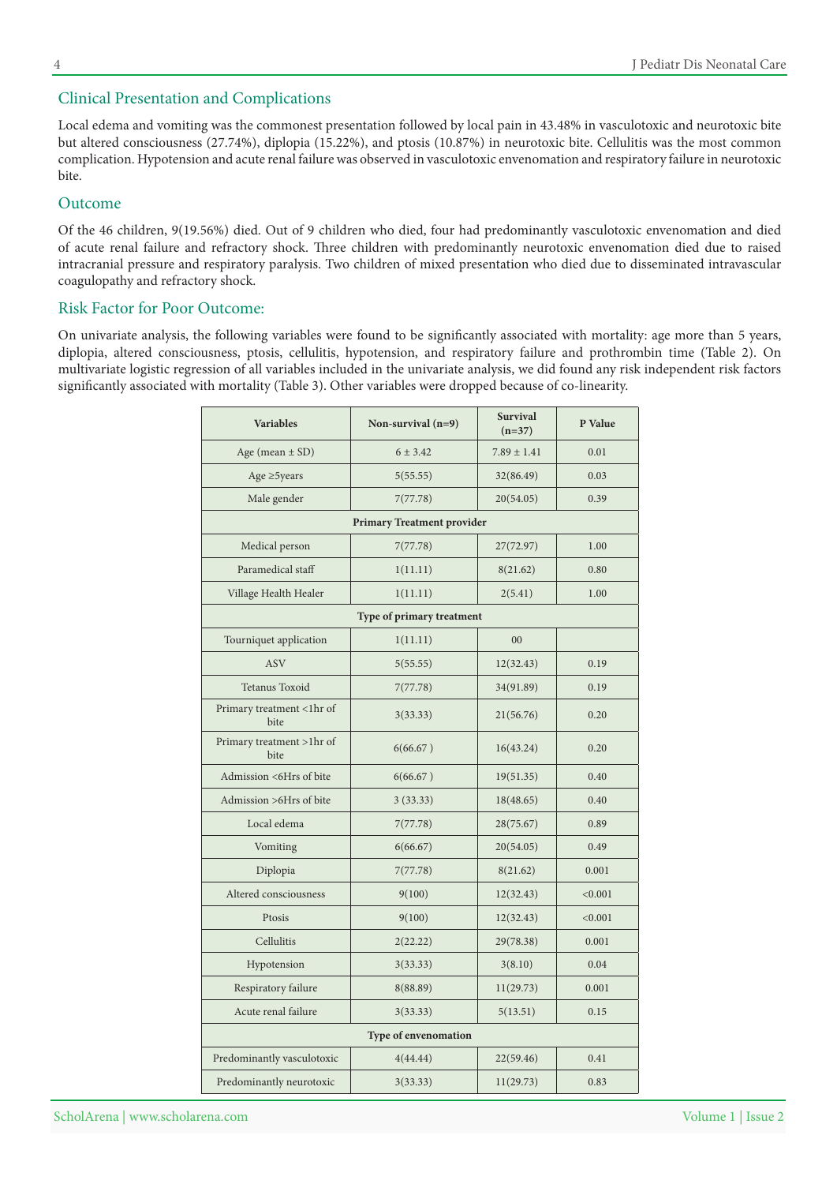## Clinical Presentation and Complications

Local edema and vomiting was the commonest presentation followed by local pain in 43.48% in vasculotoxic and neurotoxic bite but altered consciousness (27.74%), diplopia (15.22%), and ptosis (10.87%) in neurotoxic bite. Cellulitis was the most common complication. Hypotension and acute renal failure was observed in vasculotoxic envenomation and respiratory failure in neurotoxic bite.

## Outcome

Of the 46 children, 9(19.56%) died. Out of 9 children who died, four had predominantly vasculotoxic envenomation and died of acute renal failure and refractory shock. Three children with predominantly neurotoxic envenomation died due to raised intracranial pressure and respiratory paralysis. Two children of mixed presentation who died due to disseminated intravascular coagulopathy and refractory shock.

## Risk Factor for Poor Outcome:

On univariate analysis, the following variables were found to be significantly associated with mortality: age more than 5 years, diplopia, altered consciousness, ptosis, cellulitis, hypotension, and respiratory failure and prothrombin time (Table 2). On multivariate logistic regression of all variables included in the univariate analysis, we did found any risk independent risk factors significantly associated with mortality (Table 3). Other variables were dropped because of co-linearity.

| Variables | Non-survival (n=9) | Survival (n=37) | P Value |
|---|---|---|---|
| Age (mean ± SD) | 6 ± 3.42 | 7.89 ± 1.41 | 0.01 |
| Age ≥5years | 5(55.55) | 32(86.49) | 0.03 |
| Male gender | 7(77.78) | 20(54.05) | 0.39 |
| **Primary Treatment provider** | | | |
| Medical person | 7(77.78) | 27(72.97) | 1.00 |
| Paramedical staff | 1(11.11) | 8(21.62) | 0.80 |
| Village Health Healer | 1(11.11) | 2(5.41) | 1.00 |
| **Type of primary treatment** | | | |
| Tourniquet application | 1(11.11) | 00 | |
| ASV | 5(55.55) | 12(32.43) | 0.19 |
| Tetanus Toxoid | 7(77.78) | 34(91.89) | 0.19 |
| Primary treatment <1hr of bite | 3(33.33) | 21(56.76) | 0.20 |
| Primary treatment >1hr of bite | 6(66.67 ) | 16(43.24) | 0.20 |
| Admission <6Hrs of bite | 6(66.67 ) | 19(51.35) | 0.40 |
| Admission >6Hrs of bite | 3 (33.33) | 18(48.65) | 0.40 |
| Local edema | 7(77.78) | 28(75.67) | 0.89 |
| Vomiting | 6(66.67) | 20(54.05) | 0.49 |
| Diplopia | 7(77.78) | 8(21.62) | 0.001 |
| Altered consciousness | 9(100) | 12(32.43) | <0.001 |
| Ptosis | 9(100) | 12(32.43) | <0.001 |
| Cellulitis | 2(22.22) | 29(78.38) | 0.001 |
| Hypotension | 3(33.33) | 3(8.10) | 0.04 |
| Respiratory failure | 8(88.89) | 11(29.73) | 0.001 |
| Acute renal failure | 3(33.33) | 5(13.51) | 0.15 |
| **Type of envenomation** | | | |
| Predominantly vasculotoxic | 4(44.44) | 22(59.46) | 0.41 |
| Predominantly neurotoxic | 3(33.33) | 11(29.73) | 0.83 |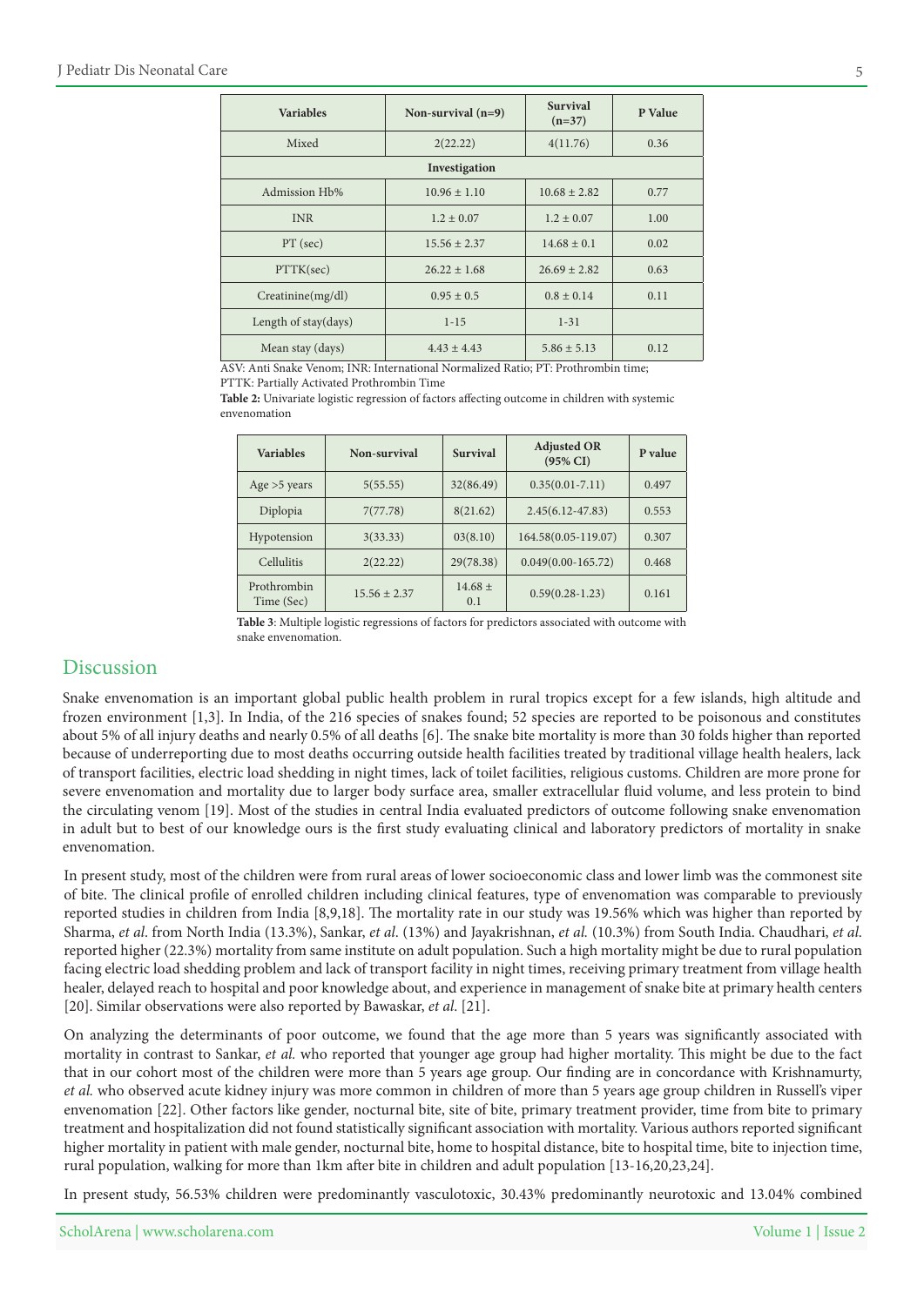| Variables | Non-survival (n=9) | Survival (n=37) | P Value |
|---|---|---|---|
| Mixed | 2(22.22) | 4(11.76) | 0.36 |
| **Investigation** | | | |
| Admission Hb% | 10.96 ± 1.10 | 10.68 ± 2.82 | 0.77 |
| INR | 1.2 ± 0.07 | 1.2 ± 0.07 | 1.00 |
| PT (sec) | 15.56 ± 2.37 | 14.68 ± 0.1 | 0.02 |
| PTTK(sec) | 26.22 ± 1.68 | 26.69 ± 2.82 | 0.63 |
| Creatinine(mg/dl) | 0.95 ± 0.5 | 0.8 ± 0.14 | 0.11 |
| Length of stay(days) | 1-15 | 1-31 | |
| Mean stay (days) | 4.43 ± 4.43 | 5.86 ± 5.13 | 0.12 |

ASV: Anti Snake Venom; INR: International Normalized Ratio; PT: Prothrombin time; PTTK: Partially Activated Prothrombin Time

**Table 2:** Univariate logistic regression of factors affecting outcome in children with systemic envenomation

| Variables | Non-survival | Survival | Adjusted OR (95% CI) | P value |
|---|---|---|---|---|
| Age >5 years | 5(55.55) | 32(86.49) | 0.35(0.01-7.11) | 0.497 |
| Diplopia | 7(77.78) | 8(21.62) | 2.45(6.12-47.83) | 0.553 |
| Hypotension | 3(33.33) | 03(8.10) | 164.58(0.05-119.07) | 0.307 |
| Cellulitis | 2(22.22) | 29(78.38) | 0.049(0.00-165.72) | 0.468 |
| Prothrombin Time (Sec) | 15.56 ± 2.37 | 14.68 ± 0.1 | 0.59(0.28-1.23) | 0.161 |

**Table 3**: Multiple logistic regressions of factors for predictors associated with outcome with snake envenomation.

## Discussion

Snake envenomation is an important global public health problem in rural tropics except for a few islands, high altitude and frozen environment [1,3]. In India, of the 216 species of snakes found; 52 species are reported to be poisonous and constitutes about 5% of all injury deaths and nearly 0.5% of all deaths [6]. The snake bite mortality is more than 30 folds higher than reported because of underreporting due to most deaths occurring outside health facilities treated by traditional village health healers, lack of transport facilities, electric load shedding in night times, lack of toilet facilities, religious customs. Children are more prone for severe envenomation and mortality due to larger body surface area, smaller extracellular fluid volume, and less protein to bind the circulating venom [19]. Most of the studies in central India evaluated predictors of outcome following snake envenomation in adult but to best of our knowledge ours is the first study evaluating clinical and laboratory predictors of mortality in snake envenomation.

In present study, most of the children were from rural areas of lower socioeconomic class and lower limb was the commonest site of bite. The clinical profile of enrolled children including clinical features, type of envenomation was comparable to previously reported studies in children from India [8,9,18]. The mortality rate in our study was 19.56% which was higher than reported by Sharma, *et al*. from North India (13.3%), Sankar, *et al*. (13%) and Jayakrishnan, *et al.* (10.3%) from South India. Chaudhari, *et al.* reported higher (22.3%) mortality from same institute on adult population. Such a high mortality might be due to rural population facing electric load shedding problem and lack of transport facility in night times, receiving primary treatment from village health healer, delayed reach to hospital and poor knowledge about, and experience in management of snake bite at primary health centers [20]. Similar observations were also reported by Bawaskar, *et al*. [21].

On analyzing the determinants of poor outcome, we found that the age more than 5 years was significantly associated with mortality in contrast to Sankar, *et al.* who reported that younger age group had higher mortality. This might be due to the fact that in our cohort most of the children were more than 5 years age group. Our finding are in concordance with Krishnamurty, *et al.* who observed acute kidney injury was more common in children of more than 5 years age group children in Russell's viper envenomation [22]. Other factors like gender, nocturnal bite, site of bite, primary treatment provider, time from bite to primary treatment and hospitalization did not found statistically significant association with mortality. Various authors reported significant higher mortality in patient with male gender, nocturnal bite, home to hospital distance, bite to hospital time, bite to injection time, rural population, walking for more than 1km after bite in children and adult population [13-16,20,23,24].

In present study, 56.53% children were predominantly vasculotoxic, 30.43% predominantly neurotoxic and 13.04% combined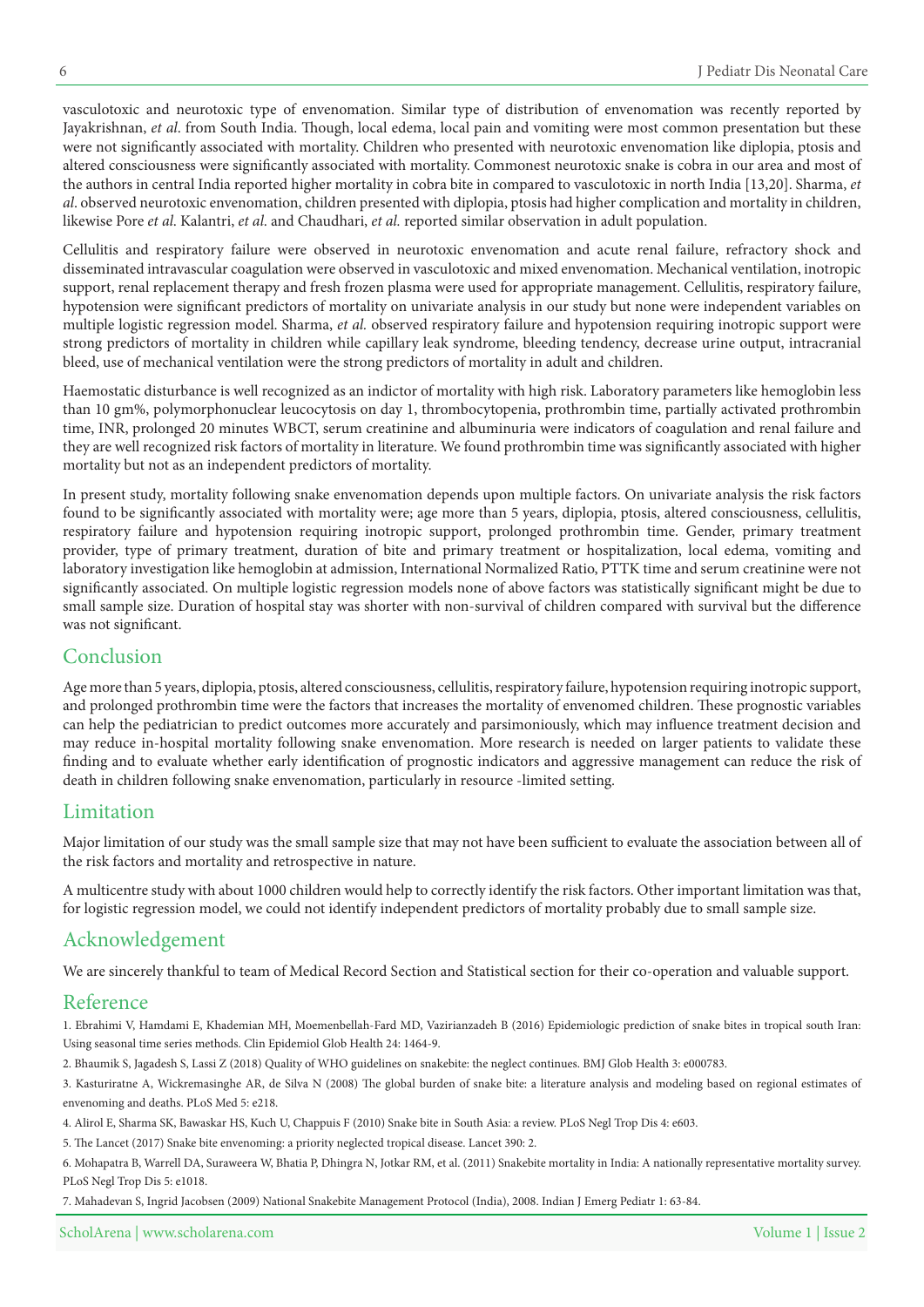vasculotoxic and neurotoxic type of envenomation. Similar type of distribution of envenomation was recently reported by Jayakrishnan, *et al*. from South India. Though, local edema, local pain and vomiting were most common presentation but these were not significantly associated with mortality. Children who presented with neurotoxic envenomation like diplopia, ptosis and altered consciousness were significantly associated with mortality. Commonest neurotoxic snake is cobra in our area and most of the authors in central India reported higher mortality in cobra bite in compared to vasculotoxic in north India [13,20]. Sharma, *et al*. observed neurotoxic envenomation, children presented with diplopia, ptosis had higher complication and mortality in children, likewise Pore *et al.* Kalantri, *et al*. and Chaudhari, *et al.* reported similar observation in adult population.

Cellulitis and respiratory failure were observed in neurotoxic envenomation and acute renal failure, refractory shock and disseminated intravascular coagulation were observed in vasculotoxic and mixed envenomation. Mechanical ventilation, inotropic support, renal replacement therapy and fresh frozen plasma were used for appropriate management. Cellulitis, respiratory failure, hypotension were significant predictors of mortality on univariate analysis in our study but none were independent variables on multiple logistic regression model. Sharma, *et al.* observed respiratory failure and hypotension requiring inotropic support were strong predictors of mortality in children while capillary leak syndrome, bleeding tendency, decrease urine output, intracranial bleed, use of mechanical ventilation were the strong predictors of mortality in adult and children.

Haemostatic disturbance is well recognized as an indictor of mortality with high risk. Laboratory parameters like hemoglobin less than 10 gm%, polymorphonuclear leucocytosis on day 1, thrombocytopenia, prothrombin time, partially activated prothrombin time, INR, prolonged 20 minutes WBCT, serum creatinine and albuminuria were indicators of coagulation and renal failure and they are well recognized risk factors of mortality in literature. We found prothrombin time was significantly associated with higher mortality but not as an independent predictors of mortality.

In present study, mortality following snake envenomation depends upon multiple factors. On univariate analysis the risk factors found to be significantly associated with mortality were; age more than 5 years, diplopia, ptosis, altered consciousness, cellulitis, respiratory failure and hypotension requiring inotropic support, prolonged prothrombin time. Gender, primary treatment provider, type of primary treatment, duration of bite and primary treatment or hospitalization, local edema, vomiting and laboratory investigation like hemoglobin at admission, International Normalized Ratio, PTTK time and serum creatinine were not significantly associated. On multiple logistic regression models none of above factors was statistically significant might be due to small sample size. Duration of hospital stay was shorter with non-survival of children compared with survival but the difference was not significant.

## Conclusion

Age more than 5 years, diplopia, ptosis, altered consciousness, cellulitis, respiratory failure, hypotension requiring inotropic support, and prolonged prothrombin time were the factors that increases the mortality of envenomed children. These prognostic variables can help the pediatrician to predict outcomes more accurately and parsimoniously, which may influence treatment decision and may reduce in-hospital mortality following snake envenomation. More research is needed on larger patients to validate these finding and to evaluate whether early identification of prognostic indicators and aggressive management can reduce the risk of death in children following snake envenomation, particularly in resource -limited setting.

## Limitation

Major limitation of our study was the small sample size that may not have been sufficient to evaluate the association between all of the risk factors and mortality and retrospective in nature.

A multicentre study with about 1000 children would help to correctly identify the risk factors. Other important limitation was that, for logistic regression model, we could not identify independent predictors of mortality probably due to small sample size.

## Acknowledgement

We are sincerely thankful to team of Medical Record Section and Statistical section for their co-operation and valuable support.

## Reference

1. Ebrahimi V, Hamdami E, Khademian MH, Moemenbellah-Fard MD, Vazirianzadeh B (2016) Epidemiologic prediction of snake bites in tropical south Iran: Using seasonal time series methods. Clin Epidemiol Glob Health 24: 1464-9.
2. Bhaumik S, Jagadesh S, Lassi Z (2018) Quality of WHO guidelines on snakebite: the neglect continues. BMJ Glob Health 3: e000783.
3. Kasturiratne A, Wickremasinghe AR, de Silva N (2008) The global burden of snake bite: a literature analysis and modeling based on regional estimates of envenoming and deaths. PLoS Med 5: e218.
4. Alirol E, Sharma SK, Bawaskar HS, Kuch U, Chappuis F (2010) Snake bite in South Asia: a review. PLoS Negl Trop Dis 4: e603.
5. The Lancet (2017) Snake bite envenoming: a priority neglected tropical disease. Lancet 390: 2.
6. Mohapatra B, Warrell DA, Suraweera W, Bhatia P, Dhingra N, Jotkar RM, et al. (2011) Snakebite mortality in India: A nationally representative mortality survey. PLoS Negl Trop Dis 5: e1018.
7. Mahadevan S, Ingrid Jacobsen (2009) National Snakebite Management Protocol (India), 2008. Indian J Emerg Pediatr 1: 63-84.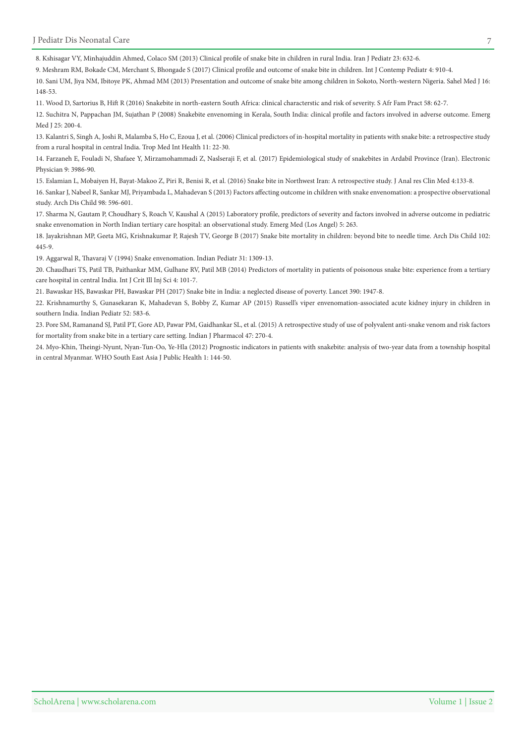8. Kshisagar VY, Minhajuddin Ahmed, Colaco SM (2013) Clinical profile of snake bite in children in rural India. Iran J Pediatr 23: 632-6.

9. Meshram RM, Bokade CM, Merchant S, Bhongade S (2017) Clinical profile and outcome of snake bite in children. Int J Contemp Pediatr 4: 910-4.

10. Sani UM, Jiya NM, Ibitoye PK, Ahmad MM (2013) Presentation and outcome of snake bite among children in Sokoto, North-western Nigeria. Sahel Med J 16: 148-53.

11. Wood D, Sartorius B, Hift R (2016) Snakebite in north-eastern South Africa: clinical characterstic and risk of severity. S Afr Fam Pract 58: 62-7.

12. Suchitra N, Pappachan JM, Sujathan P (2008) Snakebite envenoming in Kerala, South India: clinical profile and factors involved in adverse outcome. Emerg Med J 25: 200-4.

13. Kalantri S, Singh A, Joshi R, Malamba S, Ho C, Ezoua J, et al. (2006) Clinical predictors of in-hospital mortality in patients with snake bite: a retrospective study from a rural hospital in central India. Trop Med Int Health 11: 22-30.

14. Farzaneh E, Fouladi N, Shafaee Y, Mirzamohammadi Z, Naslseraji F, et al. (2017) Epidemiological study of snakebites in Ardabil Province (Iran). Electronic Physician 9: 3986-90.

15. Eslamian L, Mobaiyen H, Bayat-Makoo Z, Piri R, Benisi R, et al. (2016) Snake bite in Northwest Iran: A retrospective study. J Anal res Clin Med 4:133-8.

16. Sankar J, Nabeel R, Sankar MJ, Priyambada L, Mahadevan S (2013) Factors affecting outcome in children with snake envenomation: a prospective observational study. Arch Dis Child 98: 596-601.

17. Sharma N, Gautam P, Choudhary S, Roach V, Kaushal A (2015) Laboratory profile, predictors of severity and factors involved in adverse outcome in pediatric snake envenomation in North Indian tertiary care hospital: an observational study. Emerg Med (Los Angel) 5: 263.

18. Jayakrishnan MP, Geeta MG, Krishnakumar P, Rajesh TV, George B (2017) Snake bite mortality in children: beyond bite to needle time. Arch Dis Child 102: 445-9.

19. Aggarwal R, Thavaraj V (1994) Snake envenomation. Indian Pediatr 31: 1309-13.

20. Chaudhari TS, Patil TB, Paithankar MM, Gulhane RV, Patil MB (2014) Predictors of mortality in patients of poisonous snake bite: experience from a tertiary care hospital in central India. Int J Crit Ill Inj Sci 4: 101-7.

21. Bawaskar HS, Bawaskar PH, Bawaskar PH (2017) Snake bite in India: a neglected disease of poverty. Lancet 390: 1947-8.

22. Krishnamurthy S, Gunasekaran K, Mahadevan S, Bobby Z, Kumar AP (2015) Russell's viper envenomation-associated acute kidney injury in children in southern India. Indian Pediatr 52: 583-6.

23. Pore SM, Ramanand SJ, Patil PT, Gore AD, Pawar PM, Gaidhankar SL, et al. (2015) A retrospective study of use of polyvalent anti-snake venom and risk factors for mortality from snake bite in a tertiary care setting. Indian J Pharmacol 47: 270-4.

24. Myo-Khin, Theingi-Nyunt, Nyan-Tun-Oo, Ye-Hla (2012) Prognostic indicators in patients with snakebite: analysis of two-year data from a township hospital in central Myanmar. WHO South East Asia J Public Health 1: 144-50.